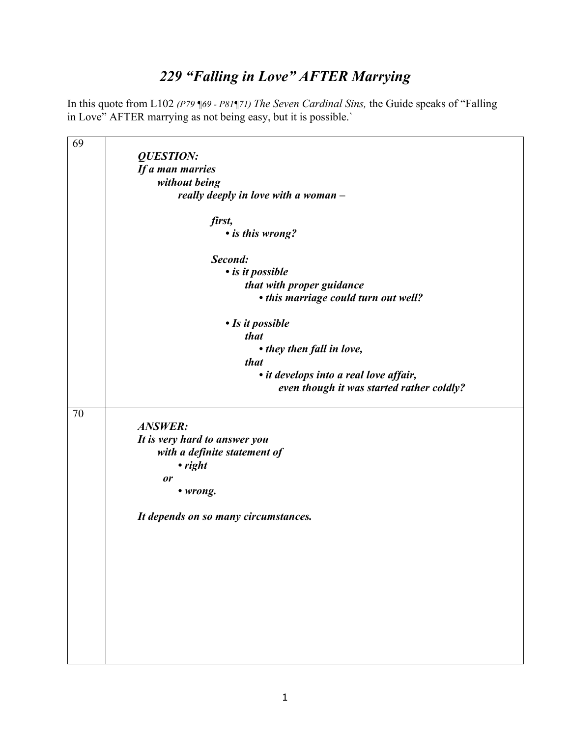# *229 "Falling in Love" AFTER Marrying*

In this quote from L102 *(P79 ¶69 - P81¶71) The Seven Cardinal Sins,* the Guide speaks of "Falling in Love" AFTER marrying as not being easy, but it is possible.`

| | |
|---|---|
| 69 | ***QUESTION:***<br>***If a man marries***<br>***without being***<br>***really deeply in love with a woman –***<br><br>***first,***<br>***• is this wrong?***<br><br>***Second:***<br>***• is it possible***<br>***that with proper guidance***<br>***• this marriage could turn out well?***<br><br>***• Is it possible***<br>***that***<br>***• they then fall in love,***<br>***that***<br>***• it develops into a real love affair,***<br>***even though it was started rather coldly?*** |
| 70 | ***ANSWER:***<br>***It is very hard to answer you***<br>***with a definite statement of***<br>***• right***<br>***or***<br>***• wrong.***<br><br>***It depends on so many circumstances.*** |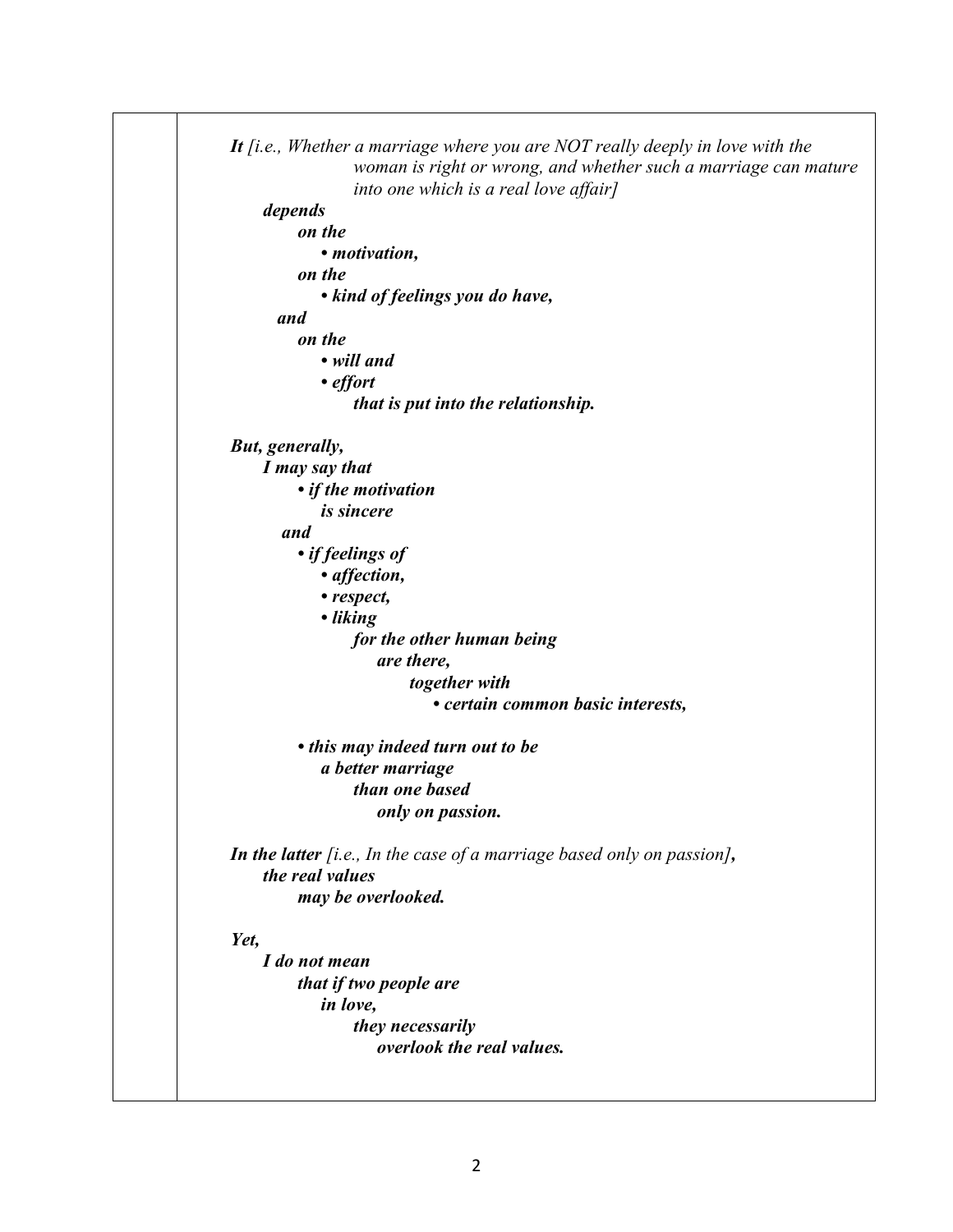***It** [i.e., Whether a marriage where you are NOT really deeply in love with the woman is right or wrong, and whether such a marriage can mature into one which is a real love affair]*

***depends***

***on the***

- ***motivation,***

***on the***

- ***kind of feelings you do have,***

***and***

***on the***

- ***will and***
- ***effort***

***that is put into the relationship.***

***But, generally,***

***I may say that***

- ***if the motivation is sincere***

***and***

- ***if feelings of***
  - ***affection,***
  - ***respect,***
  - ***liking***

  ***for the other human being are there,***

  ***together with***

  - ***certain common basic interests,***

- ***this may indeed turn out to be a better marriage than one based only on passion.***

***In the latter** [i.e., In the case of a marriage based only on passion]**,***

***the real values may be overlooked.***

***Yet,***

***I do not mean that if two people are in love, they necessarily overlook the real values.***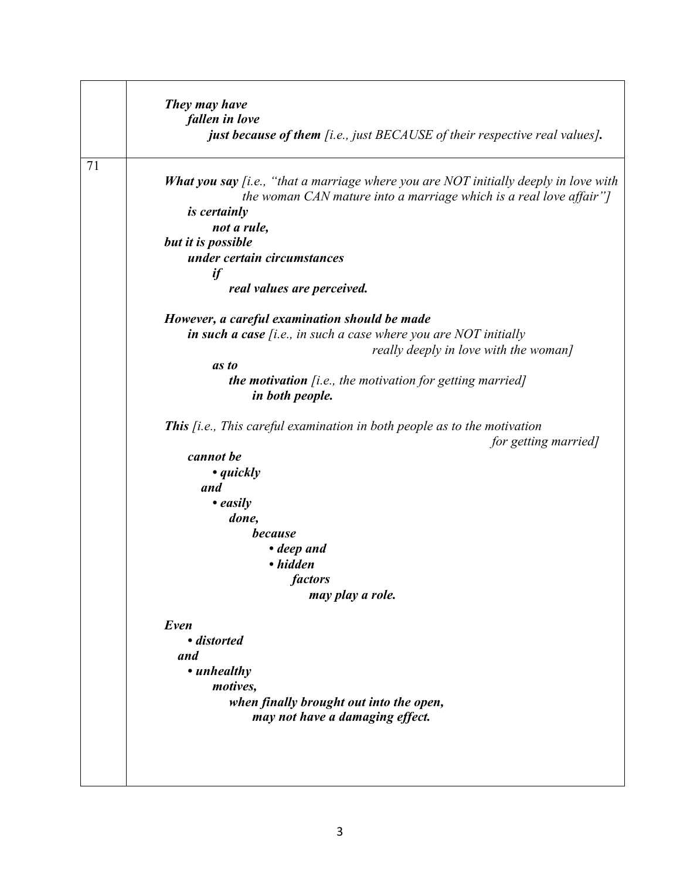| | |
|---|---|
| | ***They may have*** <br> ***fallen in love*** <br> ***just because of them*** *[i.e., just BECAUSE of their respective real values]**.*** |
| 71 | ***What you say*** *[i.e., "that a marriage where you are NOT initially deeply in love with the woman CAN mature into a marriage which is a real love affair"]* <br> ***is certainly*** <br> ***not a rule,*** <br> ***but it is possible*** <br> ***under certain circumstances*** <br> ***if*** <br> ***real values are perceived.*** <br><br> ***However, a careful examination should be made*** <br> ***in such a case*** *[i.e., in such a case where you are NOT initially really deeply in love with the woman]* <br> ***as to*** <br> ***the motivation*** *[i.e., the motivation for getting married]* <br> ***in both people.*** <br><br> ***This*** *[i.e., This careful examination in both people as to the motivation for getting married]* <br> ***cannot be*** <br> ***• quickly*** <br> ***and*** <br> ***• easily*** <br> ***done,*** <br> ***because*** <br> ***• deep and*** <br> ***• hidden*** <br> ***factors*** <br> ***may play a role.*** <br><br> ***Even*** <br> ***• distorted*** <br> ***and*** <br> ***• unhealthy*** <br> ***motives,*** <br> ***when finally brought out into the open,*** <br> ***may not have a damaging effect.*** |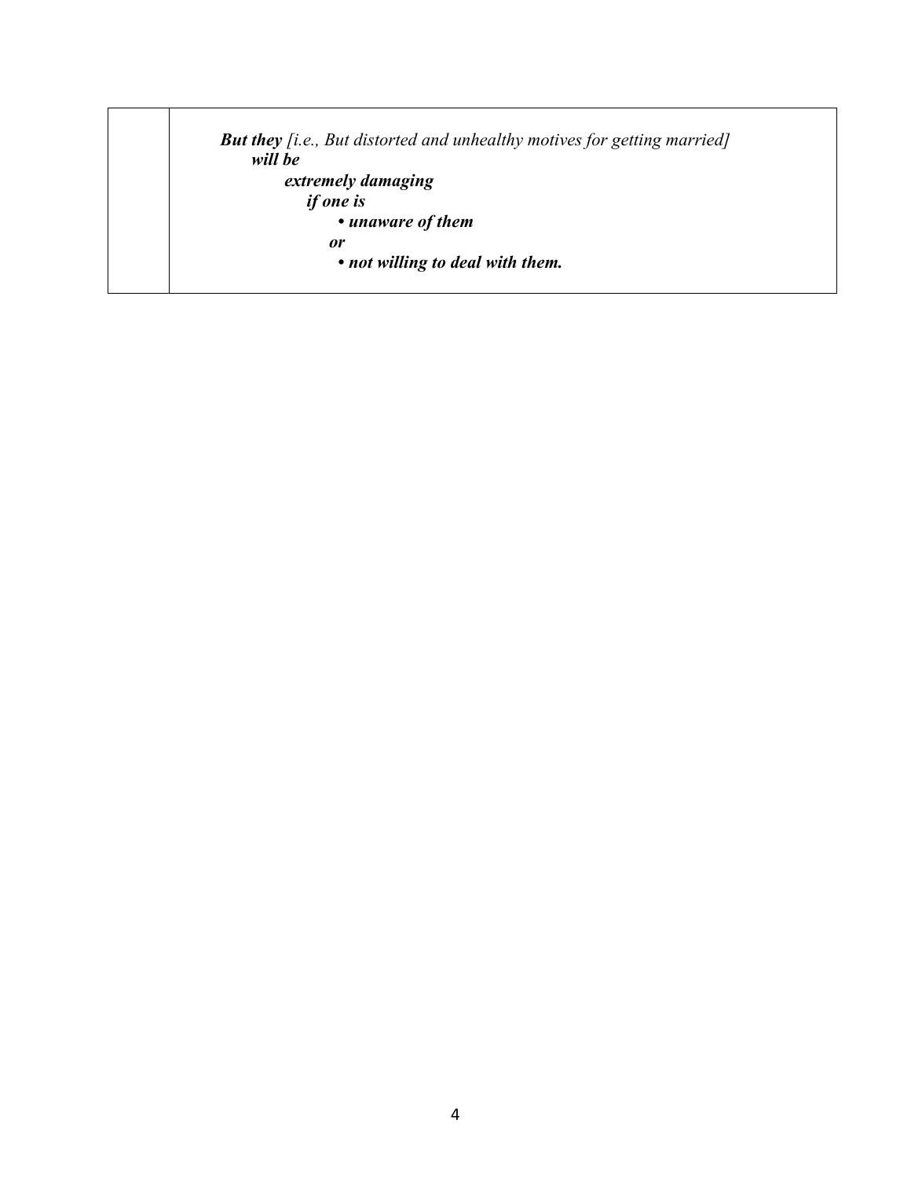| | |
|---|---|
| | ***But they*** *[i.e., But distorted and unhealthy motives for getting married]* ***will be*** ***extremely damaging*** ***if one is*** • ***unaware of them*** ***or*** • ***not willing to deal with them.*** |